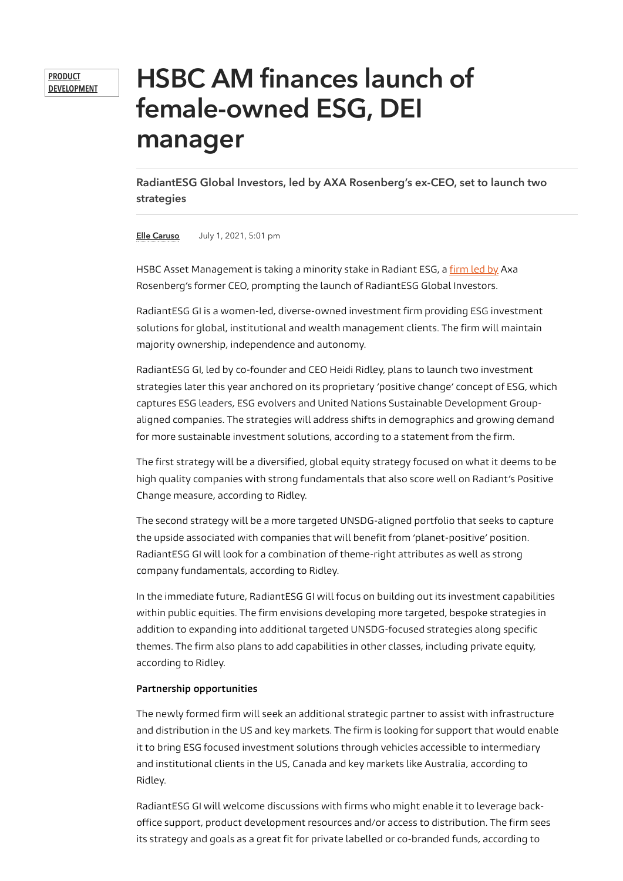PRODUCT DEVELOPMENT

# HSBC AM finances launch of female-owned ESG, DEI manager

**RadiantESG Global Investors, led by AXA Rosenberg's ex-CEO, set to launch two strategies**

Elle Caruso July 1, 2021, 5:01 pm

HSBC Asset Management is taking a minority stake in Radiant ESG, a firm led by Axa Rosenberg's former CEO, prompting the launch of RadiantESG Global Investors.

RadiantESG GI is a women-led, diverse-owned investment firm providing ESG investment solutions for global, institutional and wealth management clients. The firm will maintain majority ownership, independence and autonomy.

RadiantESG GI, led by co-founder and CEO Heidi Ridley, plans to launch two investment strategies later this year anchored on its proprietary 'positive change' concept of ESG, which captures ESG leaders, ESG evolvers and United Nations Sustainable Development Group-aligned companies. The strategies will address shifts in demographics and growing demand for more sustainable investment solutions, according to a statement from the firm.

The first strategy will be a diversified, global equity strategy focused on what it deems to be high quality companies with strong fundamentals that also score well on Radiant's Positive Change measure, according to Ridley.

The second strategy will be a more targeted UNSDG-aligned portfolio that seeks to capture the upside associated with companies that will benefit from 'planet-positive' position. RadiantESG GI will look for a combination of theme-right attributes as well as strong company fundamentals, according to Ridley.

In the immediate future, RadiantESG GI will focus on building out its investment capabilities within public equities. The firm envisions developing more targeted, bespoke strategies in addition to expanding into additional targeted UNSDG-focused strategies along specific themes. The firm also plans to add capabilities in other classes, including private equity, according to Ridley.

**Partnership opportunities**

The newly formed firm will seek an additional strategic partner to assist with infrastructure and distribution in the US and key markets. The firm is looking for support that would enable it to bring ESG focused investment solutions through vehicles accessible to intermediary and institutional clients in the US, Canada and key markets like Australia, according to Ridley.

RadiantESG GI will welcome discussions with firms who might enable it to leverage back-office support, product development resources and/or access to distribution. The firm sees its strategy and goals as a great fit for private labelled or co-branded funds, according to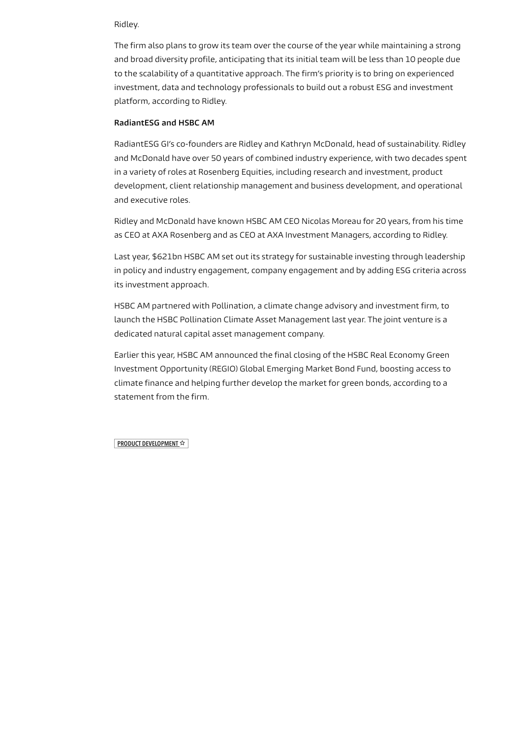Ridley.

The firm also plans to grow its team over the course of the year while maintaining a strong and broad diversity profile, anticipating that its initial team will be less than 10 people due to the scalability of a quantitative approach. The firm's priority is to bring on experienced investment, data and technology professionals to build out a robust ESG and investment platform, according to Ridley.

**RadiantESG and HSBC AM**

RadiantESG GI's co-founders are Ridley and Kathryn McDonald, head of sustainability. Ridley and McDonald have over 50 years of combined industry experience, with two decades spent in a variety of roles at Rosenberg Equities, including research and investment, product development, client relationship management and business development, and operational and executive roles.

Ridley and McDonald have known HSBC AM CEO Nicolas Moreau for 20 years, from his time as CEO at AXA Rosenberg and as CEO at AXA Investment Managers, according to Ridley.

Last year, $621bn HSBC AM set out its strategy for sustainable investing through leadership in policy and industry engagement, company engagement and by adding ESG criteria across its investment approach.

HSBC AM partnered with Pollination, a climate change advisory and investment firm, to launch the HSBC Pollination Climate Asset Management last year. The joint venture is a dedicated natural capital asset management company.

Earlier this year, HSBC AM announced the final closing of the HSBC Real Economy Green Investment Opportunity (REGIO) Global Emerging Market Bond Fund, boosting access to climate finance and helping further develop the market for green bonds, according to a statement from the firm.

PRODUCT DEVELOPMENT ☆